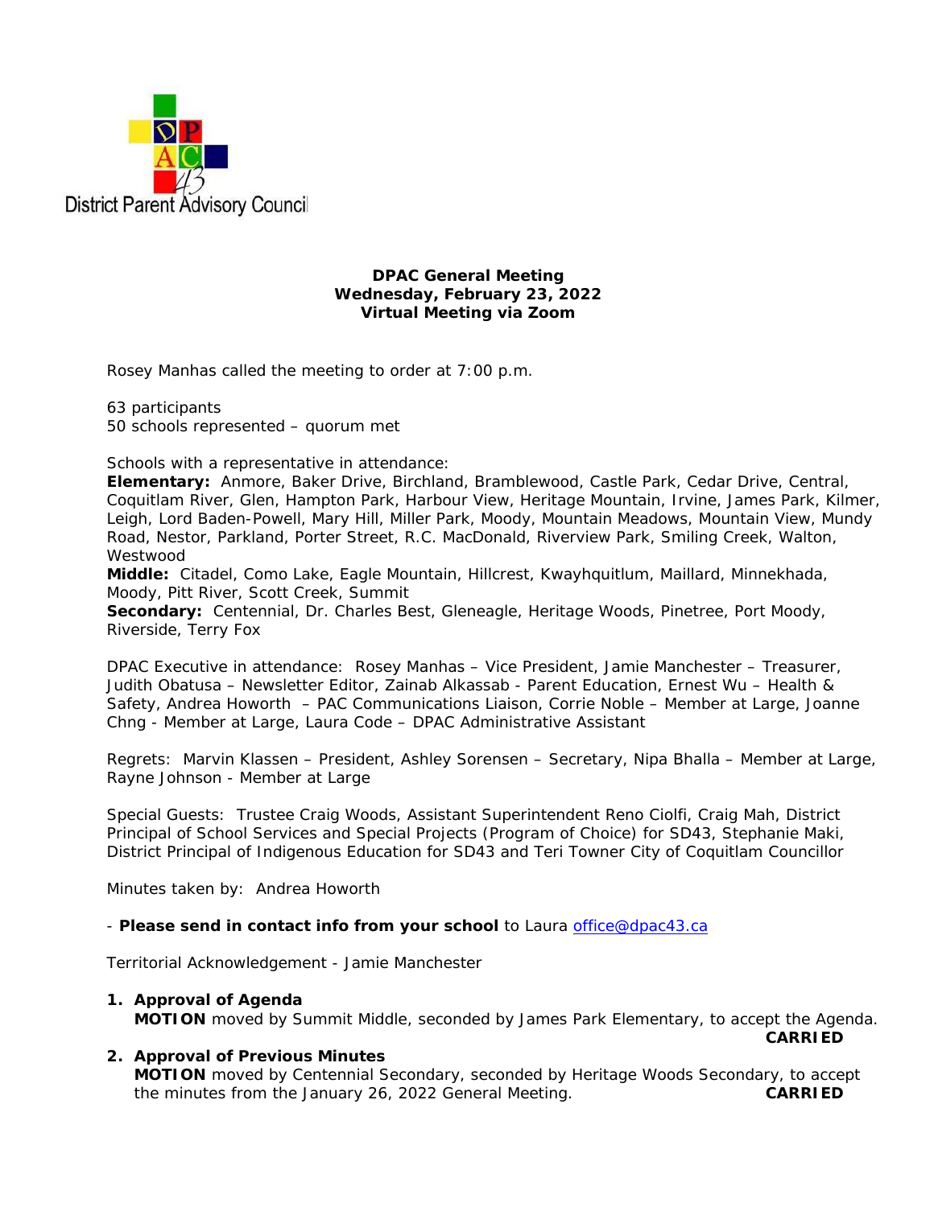District Parent Advisory Council

**DPAC General Meeting**
**Wednesday, February 23, 2022**
**Virtual Meeting via Zoom**

Rosey Manhas called the meeting to order at 7:00 p.m.

63 participants
50 schools represented – quorum met

Schools with a representative in attendance:
**Elementary:** Anmore, Baker Drive, Birchland, Bramblewood, Castle Park, Cedar Drive, Central, Coquitlam River, Glen, Hampton Park, Harbour View, Heritage Mountain, Irvine, James Park, Kilmer, Leigh, Lord Baden-Powell, Mary Hill, Miller Park, Moody, Mountain Meadows, Mountain View, Mundy Road, Nestor, Parkland, Porter Street, R.C. MacDonald, Riverview Park, Smiling Creek, Walton, Westwood
**Middle:** Citadel, Como Lake, Eagle Mountain, Hillcrest, Kwayhquitlum, Maillard, Minnekhada, Moody, Pitt River, Scott Creek, Summit
**Secondary:** Centennial, Dr. Charles Best, Gleneagle, Heritage Woods, Pinetree, Port Moody, Riverside, Terry Fox

DPAC Executive in attendance: Rosey Manhas – Vice President, Jamie Manchester – Treasurer, Judith Obatusa – Newsletter Editor, Zainab Alkassab - Parent Education, Ernest Wu – Health & Safety, Andrea Howorth – PAC Communications Liaison, Corrie Noble – Member at Large, Joanne Chng - Member at Large, Laura Code – DPAC Administrative Assistant

Regrets: Marvin Klassen – President, Ashley Sorensen – Secretary, Nipa Bhalla – Member at Large, Rayne Johnson - Member at Large

Special Guests: Trustee Craig Woods, Assistant Superintendent Reno Ciolfi, Craig Mah, District Principal of School Services and Special Projects (Program of Choice) for SD43, Stephanie Maki, District Principal of Indigenous Education for SD43 and Teri Towner City of Coquitlam Councillor

Minutes taken by: Andrea Howorth

- **Please send in contact info from your school** to Laura office@dpac43.ca

Territorial Acknowledgement - Jamie Manchester

1. **Approval of Agenda**
   **MOTION** moved by Summit Middle, seconded by James Park Elementary, to accept the Agenda. **CARRIED**
2. **Approval of Previous Minutes**
   **MOTION** moved by Centennial Secondary, seconded by Heritage Woods Secondary, to accept the minutes from the January 26, 2022 General Meeting. **CARRIED**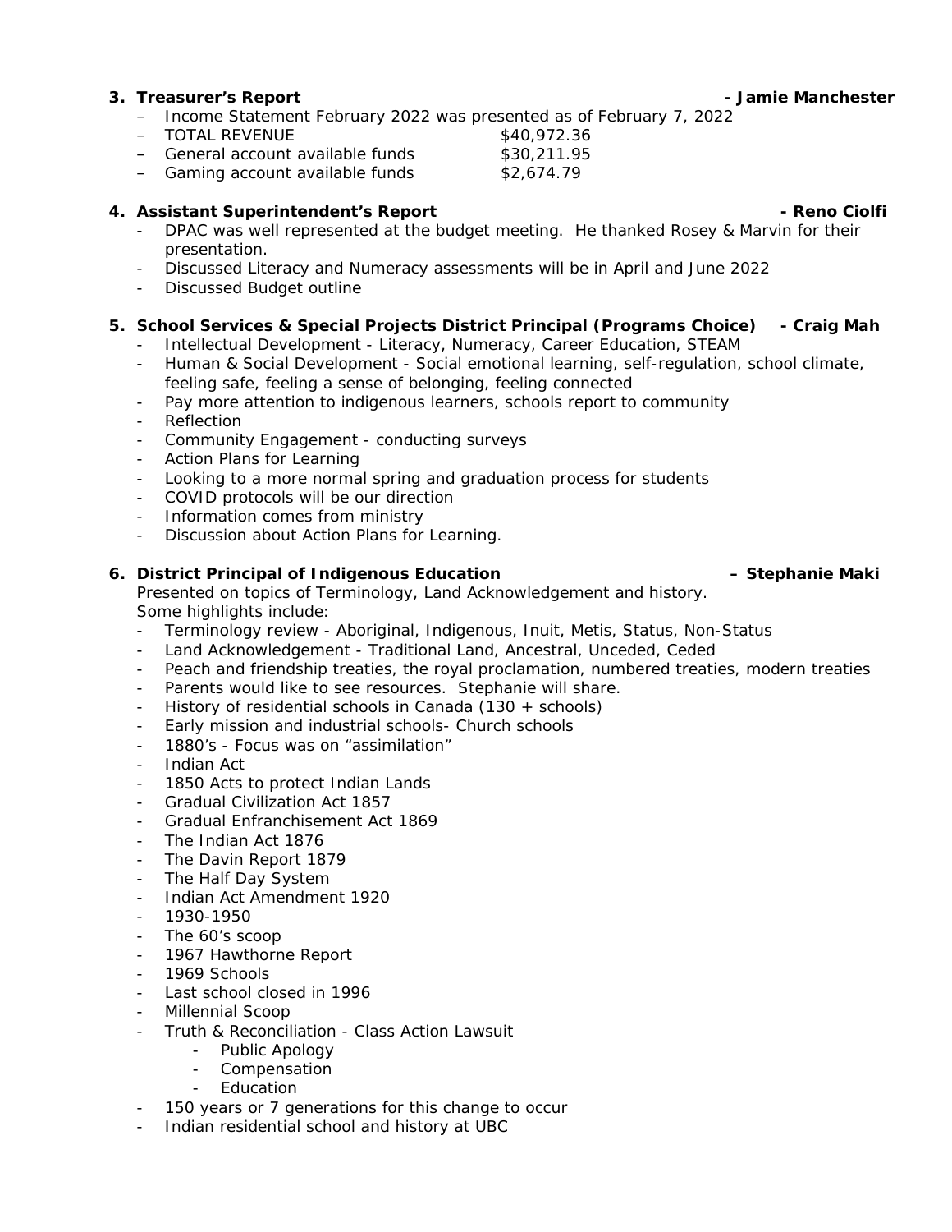### 3. Treasurer's Report - Jamie Manchester

- Income Statement February 2022 was presented as of February 7, 2022
- TOTAL REVENUE $40,972.36
- General account available funds $30,211.95
- Gaming account available funds $2,674.79

### 4. Assistant Superintendent's Report - Reno Ciolfi

- DPAC was well represented at the budget meeting. He thanked Rosey & Marvin for their presentation.
- Discussed Literacy and Numeracy assessments will be in April and June 2022
- Discussed Budget outline

### 5. School Services & Special Projects District Principal (Programs Choice) - Craig Mah

- Intellectual Development - Literacy, Numeracy, Career Education, STEAM
- Human & Social Development - Social emotional learning, self-regulation, school climate, feeling safe, feeling a sense of belonging, feeling connected
- Pay more attention to indigenous learners, schools report to community
- Reflection
- Community Engagement - conducting surveys
- Action Plans for Learning
- Looking to a more normal spring and graduation process for students
- COVID protocols will be our direction
- Information comes from ministry
- Discussion about Action Plans for Learning.

### 6. District Principal of Indigenous Education – Stephanie Maki

*Presented on topics of Terminology, Land Acknowledgement and history.*
*Some highlights include:*

- Terminology review - Aboriginal, Indigenous, Inuit, Metis, Status, Non-Status
- Land Acknowledgement - Traditional Land, Ancestral, Unceded, Ceded
- Peach and friendship treaties, the royal proclamation, numbered treaties, modern treaties
- Parents would like to see resources. Stephanie will share.
- History of residential schools in Canada (130 + schools)
- Early mission and industrial schools- Church schools
- 1880's - Focus was on "assimilation"
- Indian Act
- 1850 Acts to protect Indian Lands
- Gradual Civilization Act 1857
- Gradual Enfranchisement Act 1869
- The Indian Act 1876
- The Davin Report 1879
- The Half Day System
- Indian Act Amendment 1920
- 1930-1950
- The 60's scoop
- 1967 Hawthorne Report
- 1969 Schools
- Last school closed in 1996
- Millennial Scoop
- Truth & Reconciliation - Class Action Lawsuit
  - Public Apology
  - Compensation
  - Education
- 150 years or 7 generations for this change to occur
- Indian residential school and history at UBC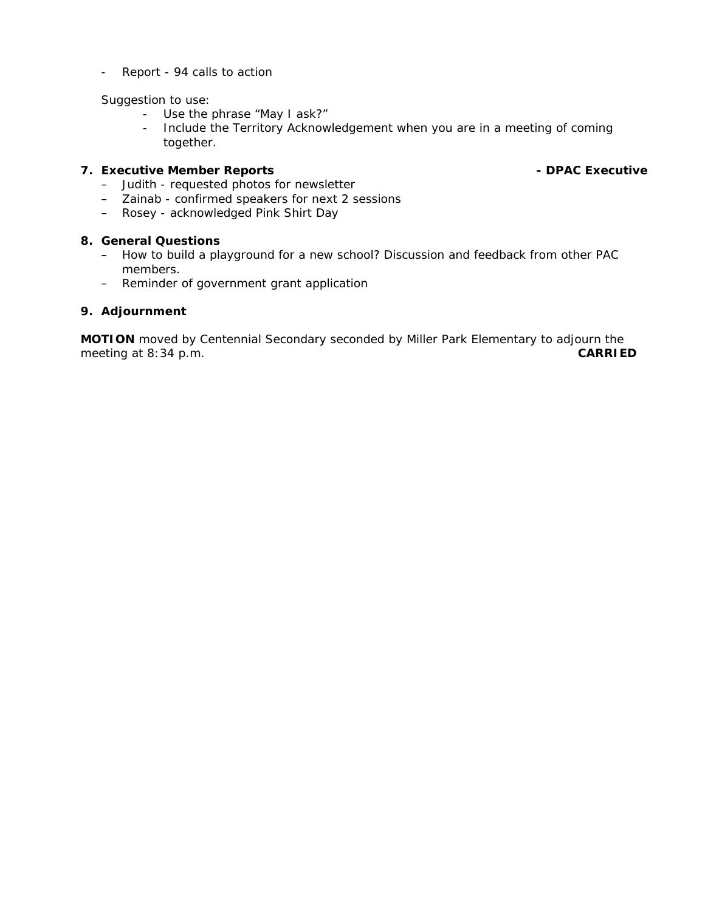- Report - 94 calls to action

Suggestion to use:

- Use the phrase "May I ask?"
- Include the Territory Acknowledgement when you are in a meeting of coming together.

**7. Executive Member Reports** **- DPAC Executive**

- Judith - requested photos for newsletter
- Zainab - confirmed speakers for next 2 sessions
- Rosey - acknowledged Pink Shirt Day

**8. General Questions**

- How to build a playground for a new school? Discussion and feedback from other PAC members.
- Reminder of government grant application

**9. Adjournment**

**MOTION** moved by Centennial Secondary seconded by Miller Park Elementary to adjourn the meeting at 8:34 p.m. **CARRIED**